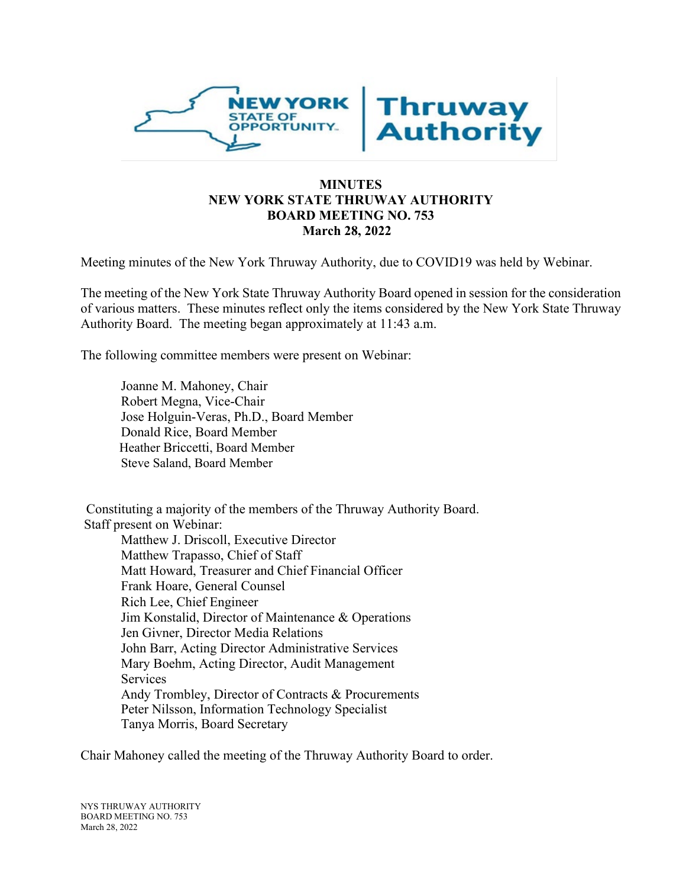**MINUTES**
**NEW YORK STATE THRUWAY AUTHORITY**
**BOARD MEETING NO. 753**
**March 28, 2022**

Meeting minutes of the New York Thruway Authority, due to COVID19 was held by Webinar.

The meeting of the New York State Thruway Authority Board opened in session for the consideration of various matters. These minutes reflect only the items considered by the New York State Thruway Authority Board. The meeting began approximately at 11:43 a.m.

The following committee members were present on Webinar:

Joanne M. Mahoney, Chair
Robert Megna, Vice-Chair
Jose Holguin-Veras, Ph.D., Board Member
Donald Rice, Board Member
Heather Briccetti, Board Member
Steve Saland, Board Member

Constituting a majority of the members of the Thruway Authority Board.
Staff present on Webinar:

Matthew J. Driscoll, Executive Director
Matthew Trapasso, Chief of Staff
Matt Howard, Treasurer and Chief Financial Officer
Frank Hoare, General Counsel
Rich Lee, Chief Engineer
Jim Konstalid, Director of Maintenance & Operations
Jen Givner, Director Media Relations
John Barr, Acting Director Administrative Services
Mary Boehm, Acting Director, Audit Management Services
Andy Trombley, Director of Contracts & Procurements
Peter Nilsson, Information Technology Specialist
Tanya Morris, Board Secretary

Chair Mahoney called the meeting of the Thruway Authority Board to order.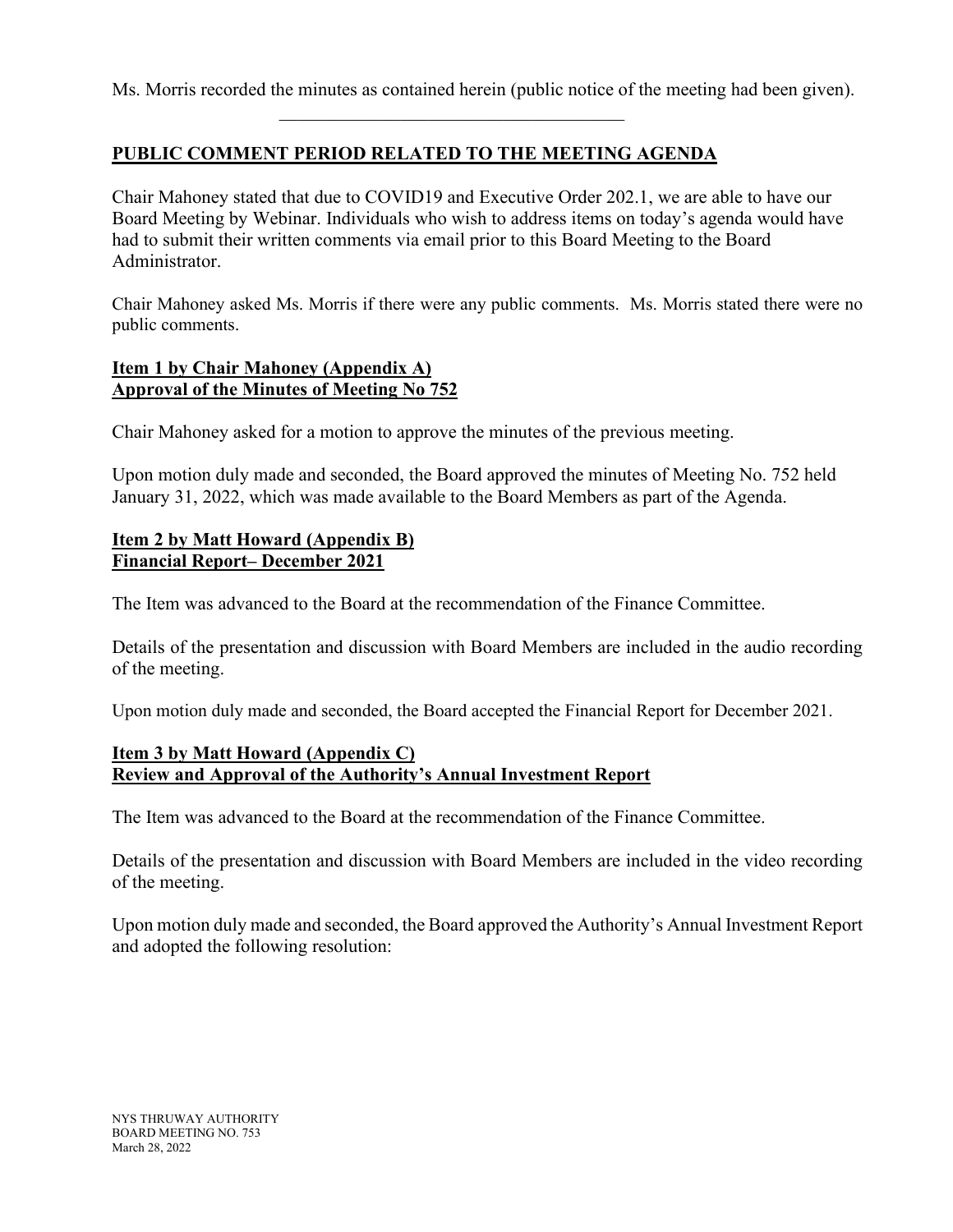Ms. Morris recorded the minutes as contained herein (public notice of the meeting had been given).

---

**PUBLIC COMMENT PERIOD RELATED TO THE MEETING AGENDA**

Chair Mahoney stated that due to COVID19 and Executive Order 202.1, we are able to have our Board Meeting by Webinar. Individuals who wish to address items on today's agenda would have had to submit their written comments via email prior to this Board Meeting to the Board Administrator.

Chair Mahoney asked Ms. Morris if there were any public comments. Ms. Morris stated there were no public comments.

**Item 1 by Chair Mahoney (Appendix A)**
**Approval of the Minutes of Meeting No 752**

Chair Mahoney asked for a motion to approve the minutes of the previous meeting.

Upon motion duly made and seconded, the Board approved the minutes of Meeting No. 752 held January 31, 2022, which was made available to the Board Members as part of the Agenda.

**Item 2 by Matt Howard (Appendix B)**
**Financial Report– December 2021**

The Item was advanced to the Board at the recommendation of the Finance Committee.

Details of the presentation and discussion with Board Members are included in the audio recording of the meeting.

Upon motion duly made and seconded, the Board accepted the Financial Report for December 2021.

**Item 3 by Matt Howard (Appendix C)**
**Review and Approval of the Authority's Annual Investment Report**

The Item was advanced to the Board at the recommendation of the Finance Committee.

Details of the presentation and discussion with Board Members are included in the video recording of the meeting.

Upon motion duly made and seconded, the Board approved the Authority's Annual Investment Report and adopted the following resolution: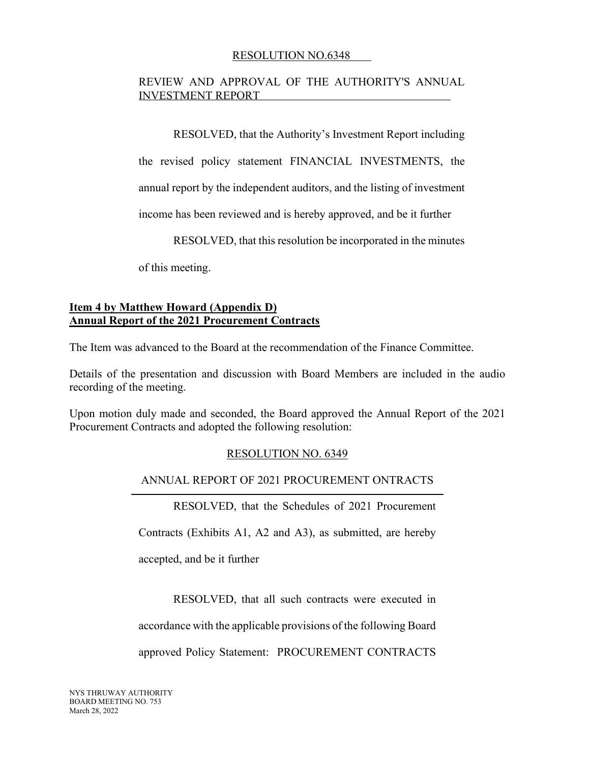RESOLUTION NO.6348

REVIEW AND APPROVAL OF THE AUTHORITY'S ANNUAL INVESTMENT REPORT

RESOLVED, that the Authority's Investment Report including the revised policy statement FINANCIAL INVESTMENTS, the annual report by the independent auditors, and the listing of investment income has been reviewed and is hereby approved, and be it further

RESOLVED, that this resolution be incorporated in the minutes of this meeting.

**Item 4 by Matthew Howard (Appendix D)**
**Annual Report of the 2021 Procurement Contracts**

The Item was advanced to the Board at the recommendation of the Finance Committee.

Details of the presentation and discussion with Board Members are included in the audio recording of the meeting.

Upon motion duly made and seconded, the Board approved the Annual Report of the 2021 Procurement Contracts and adopted the following resolution:

RESOLUTION NO. 6349

ANNUAL REPORT OF 2021 PROCUREMENT ONTRACTS

RESOLVED, that the Schedules of 2021 Procurement Contracts (Exhibits A1, A2 and A3), as submitted, are hereby accepted, and be it further

RESOLVED, that all such contracts were executed in accordance with the applicable provisions of the following Board approved Policy Statement: PROCUREMENT CONTRACTS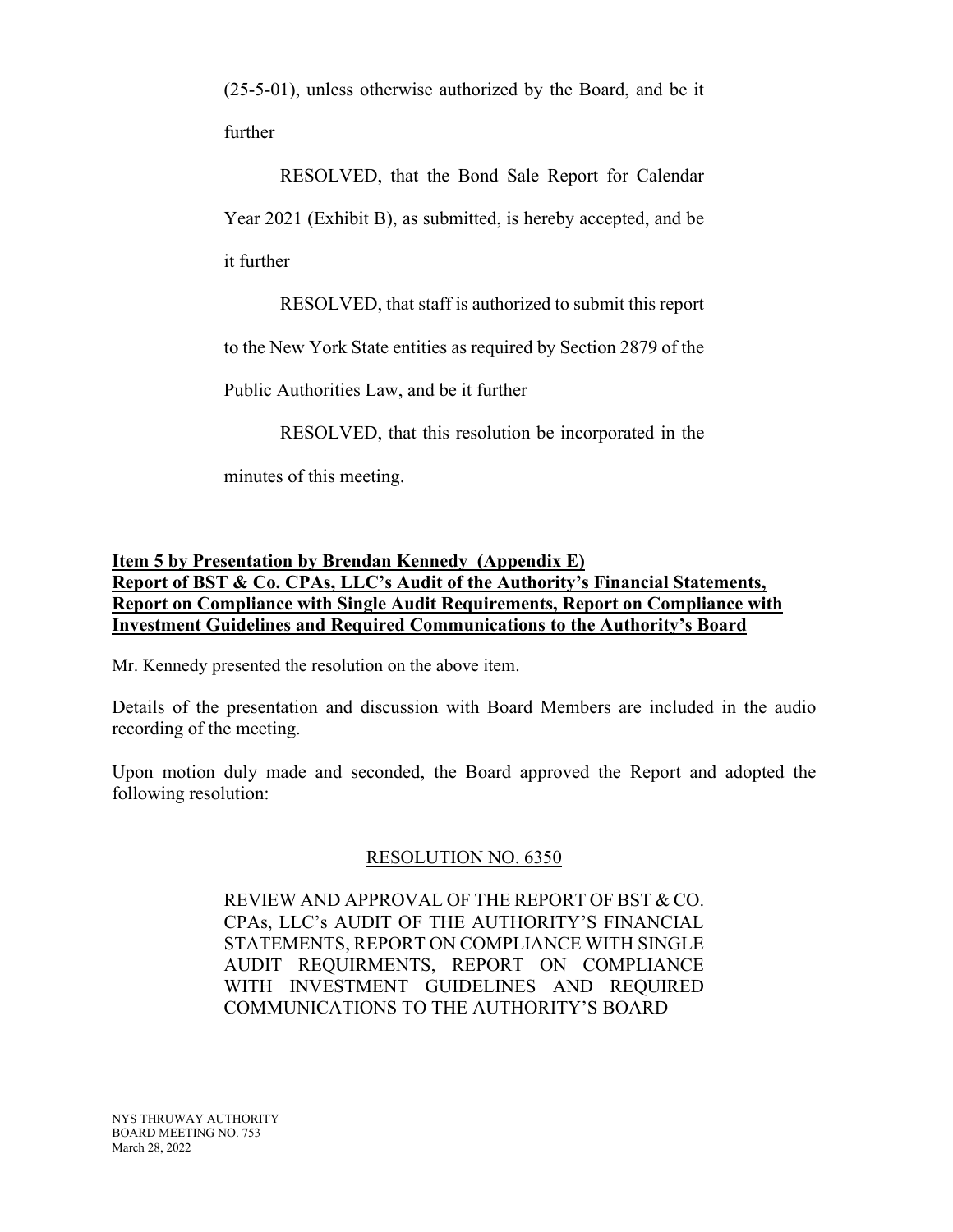(25-5-01), unless otherwise authorized by the Board, and be it further

RESOLVED, that the Bond Sale Report for Calendar Year 2021 (Exhibit B), as submitted, is hereby accepted, and be it further

RESOLVED, that staff is authorized to submit this report to the New York State entities as required by Section 2879 of the Public Authorities Law, and be it further

RESOLVED, that this resolution be incorporated in the minutes of this meeting.

**Item 5 by Presentation by Brendan Kennedy (Appendix E)**
**Report of BST & Co. CPAs, LLC's Audit of the Authority's Financial Statements, Report on Compliance with Single Audit Requirements, Report on Compliance with Investment Guidelines and Required Communications to the Authority's Board**

Mr. Kennedy presented the resolution on the above item.

Details of the presentation and discussion with Board Members are included in the audio recording of the meeting.

Upon motion duly made and seconded, the Board approved the Report and adopted the following resolution:

RESOLUTION NO. 6350

REVIEW AND APPROVAL OF THE REPORT OF BST & CO. CPAs, LLC's AUDIT OF THE AUTHORITY'S FINANCIAL STATEMENTS, REPORT ON COMPLIANCE WITH SINGLE AUDIT REQUIRMENTS, REPORT ON COMPLIANCE WITH INVESTMENT GUIDELINES AND REQUIRED COMMUNICATIONS TO THE AUTHORITY'S BOARD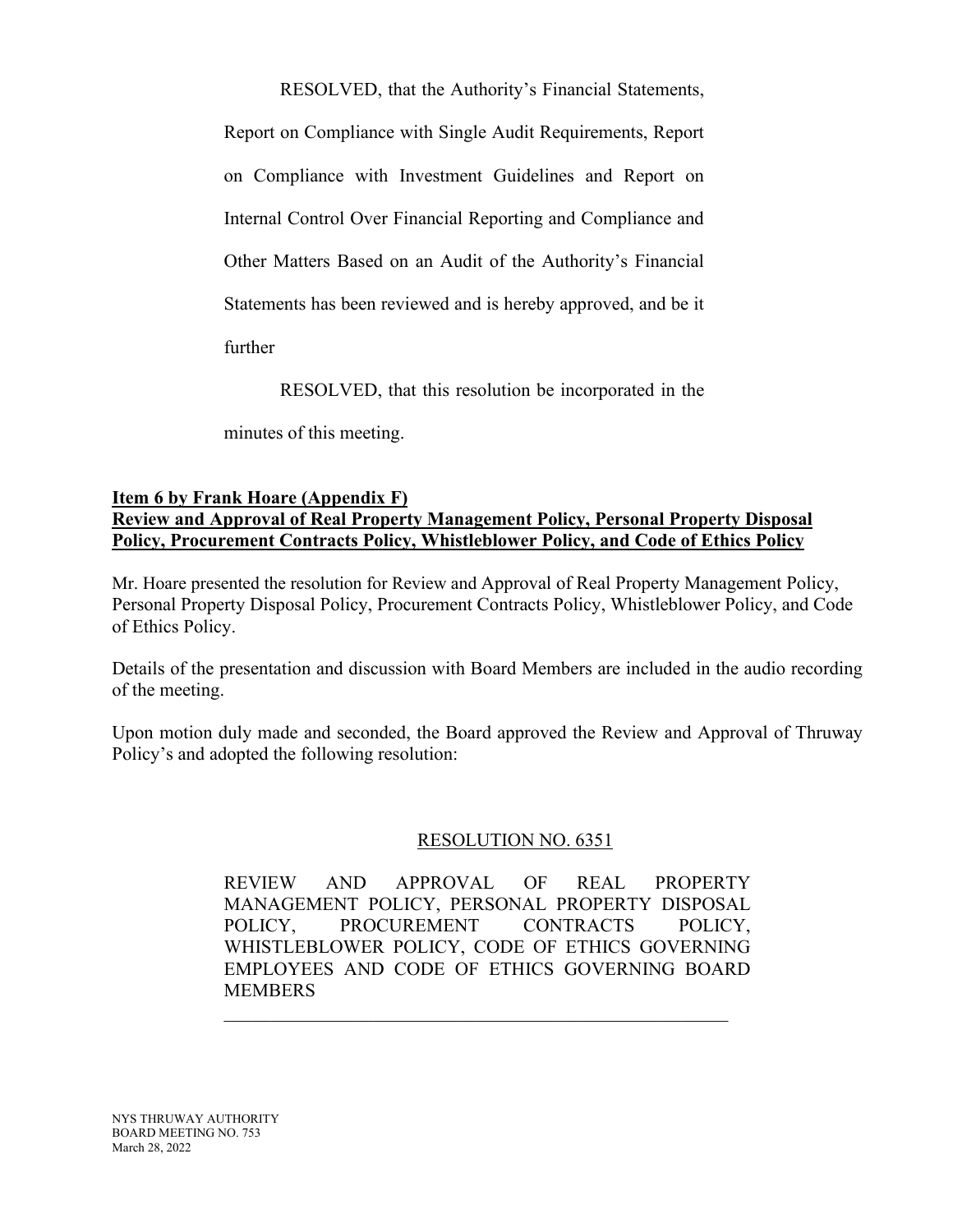RESOLVED, that the Authority's Financial Statements, Report on Compliance with Single Audit Requirements, Report on Compliance with Investment Guidelines and Report on Internal Control Over Financial Reporting and Compliance and Other Matters Based on an Audit of the Authority's Financial Statements has been reviewed and is hereby approved, and be it further

RESOLVED, that this resolution be incorporated in the minutes of this meeting.

**Item 6 by Frank Hoare (Appendix F)**
**Review and Approval of Real Property Management Policy, Personal Property Disposal Policy, Procurement Contracts Policy, Whistleblower Policy, and Code of Ethics Policy**

Mr. Hoare presented the resolution for Review and Approval of Real Property Management Policy, Personal Property Disposal Policy, Procurement Contracts Policy, Whistleblower Policy, and Code of Ethics Policy.

Details of the presentation and discussion with Board Members are included in the audio recording of the meeting.

Upon motion duly made and seconded, the Board approved the Review and Approval of Thruway Policy's and adopted the following resolution:

RESOLUTION NO. 6351

REVIEW AND APPROVAL OF REAL PROPERTY MANAGEMENT POLICY, PERSONAL PROPERTY DISPOSAL POLICY, PROCUREMENT CONTRACTS POLICY, WHISTLEBLOWER POLICY, CODE OF ETHICS GOVERNING EMPLOYEES AND CODE OF ETHICS GOVERNING BOARD MEMBERS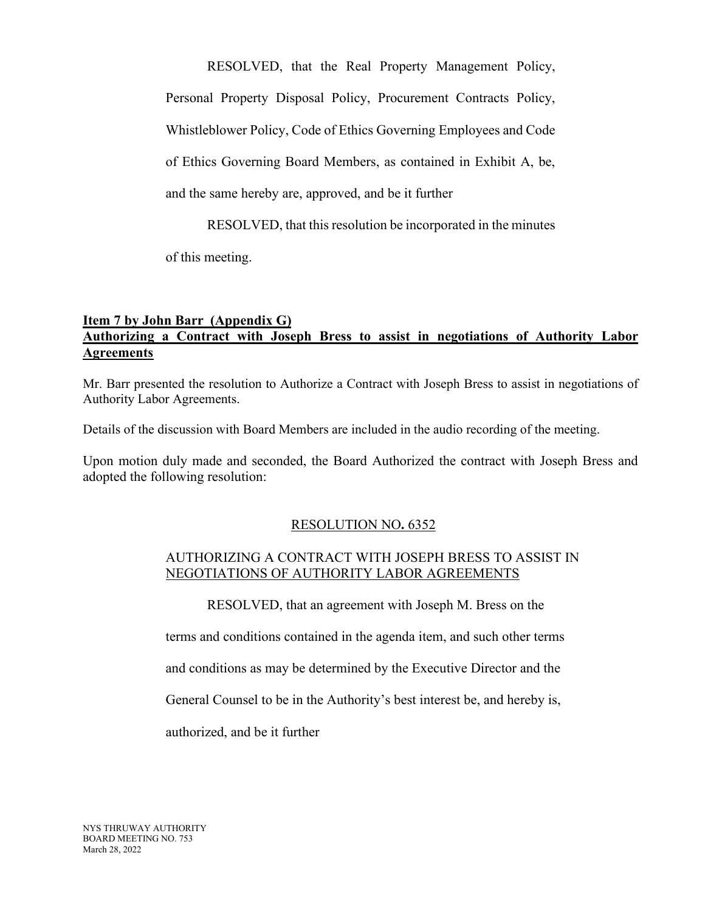RESOLVED, that the Real Property Management Policy, Personal Property Disposal Policy, Procurement Contracts Policy, Whistleblower Policy, Code of Ethics Governing Employees and Code of Ethics Governing Board Members, as contained in Exhibit A, be, and the same hereby are, approved, and be it further

RESOLVED, that this resolution be incorporated in the minutes of this meeting.

**Item 7 by John Barr (Appendix G)**
**Authorizing a Contract with Joseph Bress to assist in negotiations of Authority Labor Agreements**

Mr. Barr presented the resolution to Authorize a Contract with Joseph Bress to assist in negotiations of Authority Labor Agreements.

Details of the discussion with Board Members are included in the audio recording of the meeting.

Upon motion duly made and seconded, the Board Authorized the contract with Joseph Bress and adopted the following resolution:

RESOLUTION NO. 6352

AUTHORIZING A CONTRACT WITH JOSEPH BRESS TO ASSIST IN NEGOTIATIONS OF AUTHORITY LABOR AGREEMENTS

RESOLVED, that an agreement with Joseph M. Bress on the terms and conditions contained in the agenda item, and such other terms and conditions as may be determined by the Executive Director and the General Counsel to be in the Authority's best interest be, and hereby is, authorized, and be it further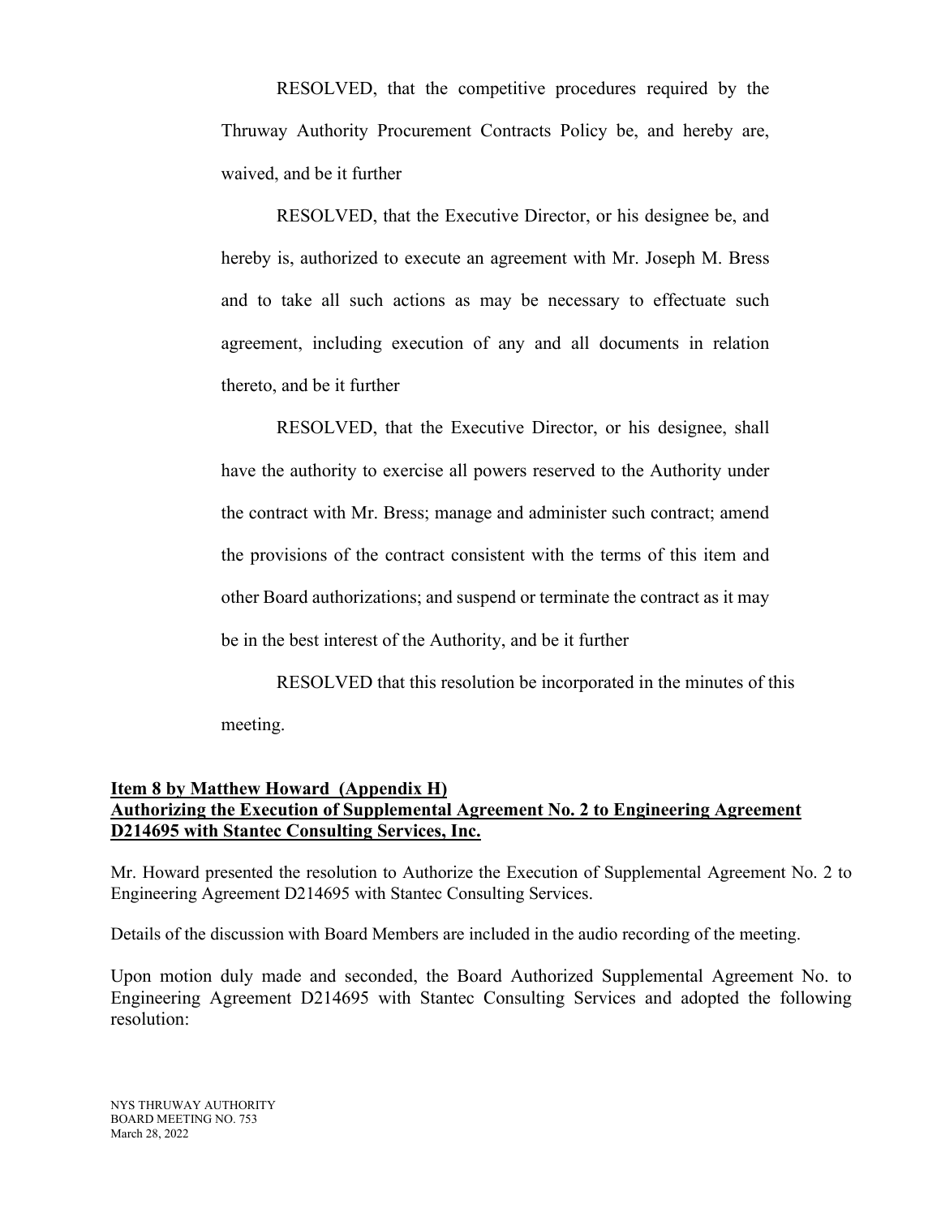RESOLVED, that the competitive procedures required by the Thruway Authority Procurement Contracts Policy be, and hereby are, waived, and be it further

RESOLVED, that the Executive Director, or his designee be, and hereby is, authorized to execute an agreement with Mr. Joseph M. Bress and to take all such actions as may be necessary to effectuate such agreement, including execution of any and all documents in relation thereto, and be it further

RESOLVED, that the Executive Director, or his designee, shall have the authority to exercise all powers reserved to the Authority under the contract with Mr. Bress; manage and administer such contract; amend the provisions of the contract consistent with the terms of this item and other Board authorizations; and suspend or terminate the contract as it may be in the best interest of the Authority, and be it further

RESOLVED that this resolution be incorporated in the minutes of this meeting.

**Item 8 by Matthew Howard (Appendix H)**
**Authorizing the Execution of Supplemental Agreement No. 2 to Engineering Agreement D214695 with Stantec Consulting Services, Inc.**

Mr. Howard presented the resolution to Authorize the Execution of Supplemental Agreement No. 2 to Engineering Agreement D214695 with Stantec Consulting Services.

Details of the discussion with Board Members are included in the audio recording of the meeting.

Upon motion duly made and seconded, the Board Authorized Supplemental Agreement No. to Engineering Agreement D214695 with Stantec Consulting Services and adopted the following resolution: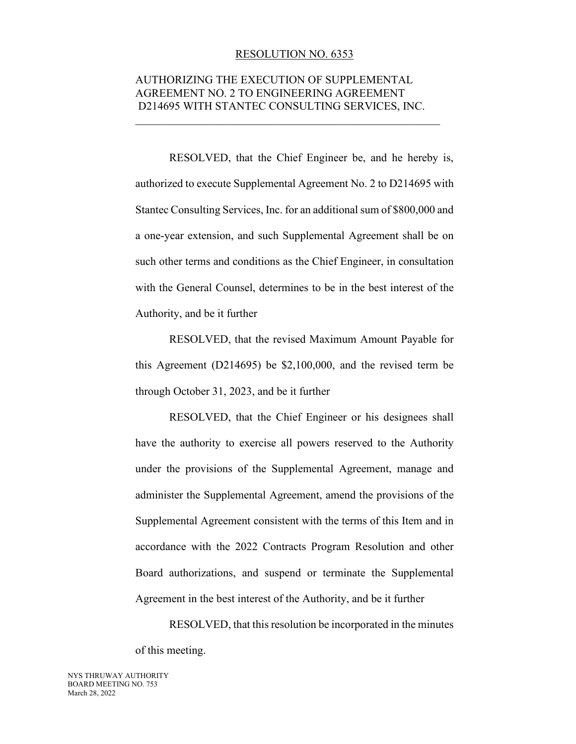RESOLUTION NO. 6353

AUTHORIZING THE EXECUTION OF SUPPLEMENTAL AGREEMENT NO. 2 TO ENGINEERING AGREEMENT D214695 WITH STANTEC CONSULTING SERVICES, INC.

---

RESOLVED, that the Chief Engineer be, and he hereby is, authorized to execute Supplemental Agreement No. 2 to D214695 with Stantec Consulting Services, Inc. for an additional sum of $800,000 and a one-year extension, and such Supplemental Agreement shall be on such other terms and conditions as the Chief Engineer, in consultation with the General Counsel, determines to be in the best interest of the Authority, and be it further

RESOLVED, that the revised Maximum Amount Payable for this Agreement (D214695) be $2,100,000, and the revised term be through October 31, 2023, and be it further

RESOLVED, that the Chief Engineer or his designees shall have the authority to exercise all powers reserved to the Authority under the provisions of the Supplemental Agreement, manage and administer the Supplemental Agreement, amend the provisions of the Supplemental Agreement consistent with the terms of this Item and in accordance with the 2022 Contracts Program Resolution and other Board authorizations, and suspend or terminate the Supplemental Agreement in the best interest of the Authority, and be it further

RESOLVED, that this resolution be incorporated in the minutes of this meeting.

NYS THRUWAY AUTHORITY
BOARD MEETING NO. 753
March 28, 2022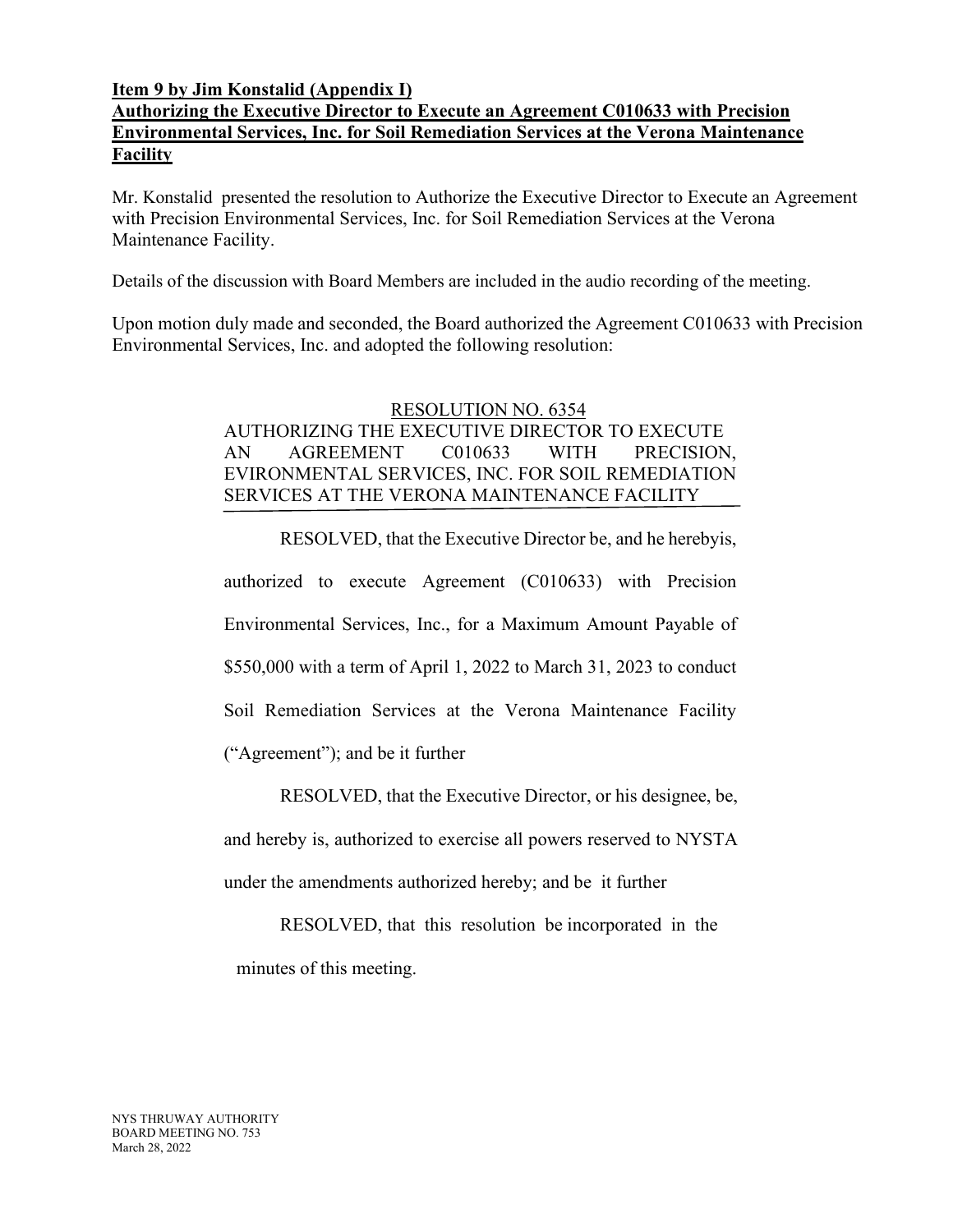**Item 9 by Jim Konstalid (Appendix I)**
**Authorizing the Executive Director to Execute an Agreement C010633 with Precision Environmental Services, Inc. for Soil Remediation Services at the Verona Maintenance Facility**

Mr. Konstalid presented the resolution to Authorize the Executive Director to Execute an Agreement with Precision Environmental Services, Inc. for Soil Remediation Services at the Verona Maintenance Facility.

Details of the discussion with Board Members are included in the audio recording of the meeting.

Upon motion duly made and seconded, the Board authorized the Agreement C010633 with Precision Environmental Services, Inc. and adopted the following resolution:

RESOLUTION NO. 6354
AUTHORIZING THE EXECUTIVE DIRECTOR TO EXECUTE AN AGREEMENT C010633 WITH PRECISION, EVIRONMENTAL SERVICES, INC. FOR SOIL REMEDIATION SERVICES AT THE VERONA MAINTENANCE FACILITY

RESOLVED, that the Executive Director be, and he herebyis, authorized to execute Agreement (C010633) with Precision Environmental Services, Inc., for a Maximum Amount Payable of $550,000 with a term of April 1, 2022 to March 31, 2023 to conduct Soil Remediation Services at the Verona Maintenance Facility ("Agreement"); and be it further

RESOLVED, that the Executive Director, or his designee, be, and hereby is, authorized to exercise all powers reserved to NYSTA under the amendments authorized hereby; and be it further

RESOLVED, that this resolution be incorporated in the minutes of this meeting.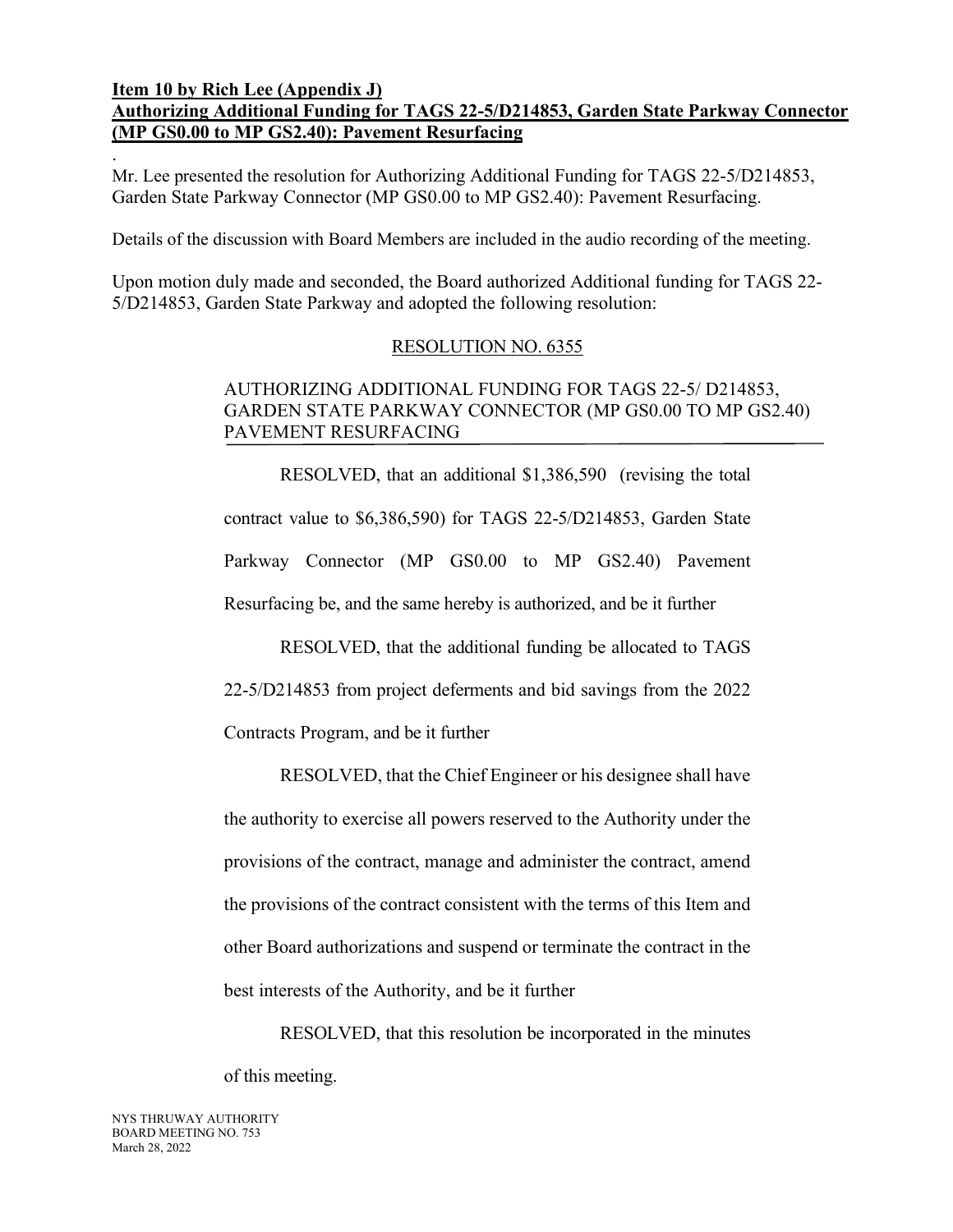**Item 10 by Rich Lee (Appendix J)**
**Authorizing Additional Funding for TAGS 22-5/D214853, Garden State Parkway Connector (MP GS0.00 to MP GS2.40): Pavement Resurfacing**

.

Mr. Lee presented the resolution for Authorizing Additional Funding for TAGS 22-5/D214853, Garden State Parkway Connector (MP GS0.00 to MP GS2.40): Pavement Resurfacing.

Details of the discussion with Board Members are included in the audio recording of the meeting.

Upon motion duly made and seconded, the Board authorized Additional funding for TAGS 22-5/D214853, Garden State Parkway and adopted the following resolution:

RESOLUTION NO. 6355

AUTHORIZING ADDITIONAL FUNDING FOR TAGS 22-5/ D214853, GARDEN STATE PARKWAY CONNECTOR (MP GS0.00 TO MP GS2.40) PAVEMENT RESURFACING

RESOLVED, that an additional $1,386,590 (revising the total contract value to $6,386,590) for TAGS 22-5/D214853, Garden State Parkway Connector (MP GS0.00 to MP GS2.40) Pavement Resurfacing be, and the same hereby is authorized, and be it further

RESOLVED, that the additional funding be allocated to TAGS 22-5/D214853 from project deferments and bid savings from the 2022 Contracts Program, and be it further

RESOLVED, that the Chief Engineer or his designee shall have the authority to exercise all powers reserved to the Authority under the provisions of the contract, manage and administer the contract, amend the provisions of the contract consistent with the terms of this Item and other Board authorizations and suspend or terminate the contract in the best interests of the Authority, and be it further

RESOLVED, that this resolution be incorporated in the minutes of this meeting.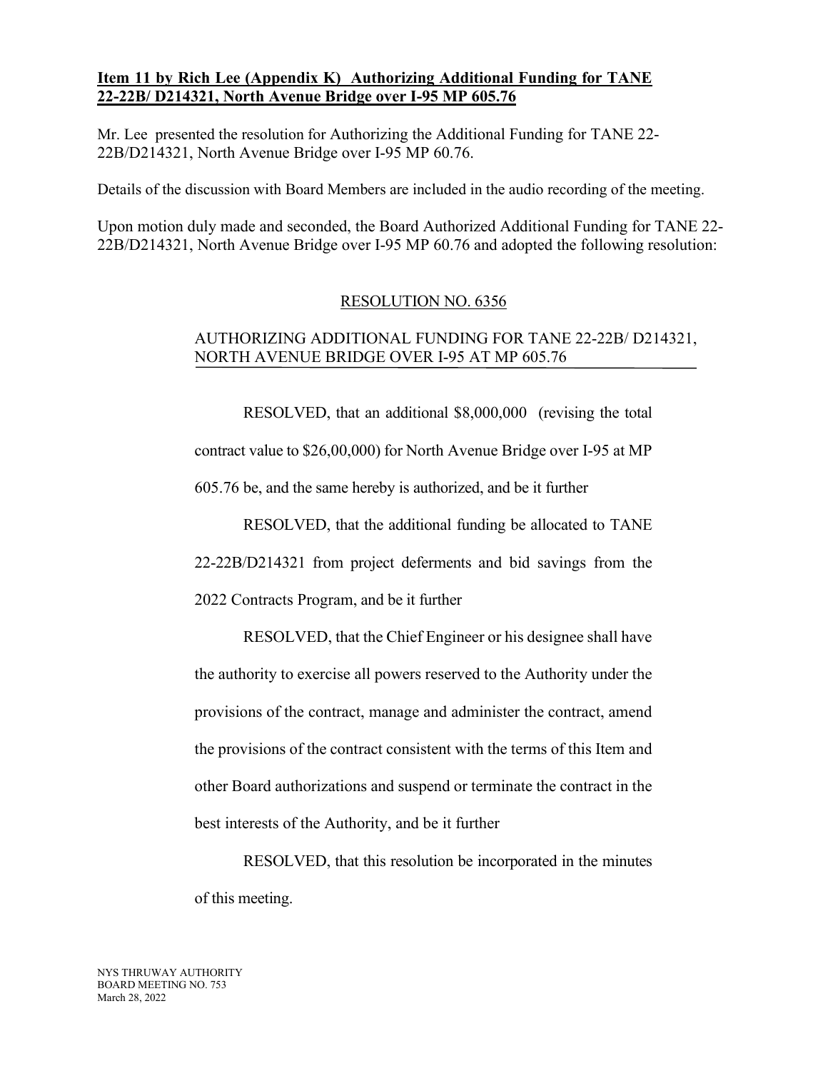**Item 11 by Rich Lee (Appendix K) Authorizing Additional Funding for TANE 22-22B/ D214321, North Avenue Bridge over I-95 MP 605.76**

Mr. Lee presented the resolution for Authorizing the Additional Funding for TANE 22-22B/D214321, North Avenue Bridge over I-95 MP 60.76.

Details of the discussion with Board Members are included in the audio recording of the meeting.

Upon motion duly made and seconded, the Board Authorized Additional Funding for TANE 22-22B/D214321, North Avenue Bridge over I-95 MP 60.76 and adopted the following resolution:

RESOLUTION NO. 6356

AUTHORIZING ADDITIONAL FUNDING FOR TANE 22-22B/ D214321, NORTH AVENUE BRIDGE OVER I-95 AT MP 605.76

RESOLVED, that an additional $8,000,000 (revising the total contract value to $26,00,000) for North Avenue Bridge over I-95 at MP 605.76 be, and the same hereby is authorized, and be it further

RESOLVED, that the additional funding be allocated to TANE 22-22B/D214321 from project deferments and bid savings from the 2022 Contracts Program, and be it further

RESOLVED, that the Chief Engineer or his designee shall have the authority to exercise all powers reserved to the Authority under the provisions of the contract, manage and administer the contract, amend the provisions of the contract consistent with the terms of this Item and other Board authorizations and suspend or terminate the contract in the best interests of the Authority, and be it further

RESOLVED, that this resolution be incorporated in the minutes of this meeting.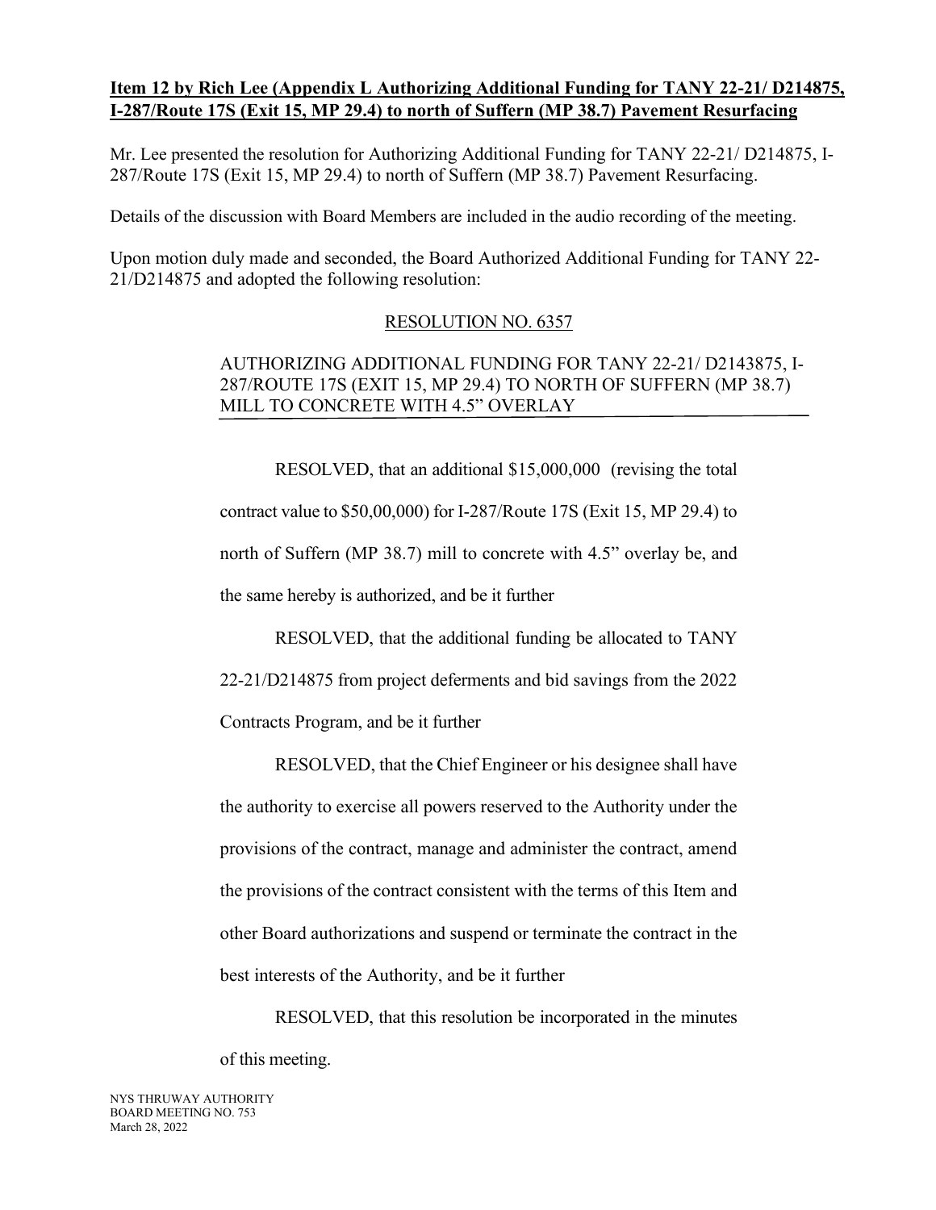**Item 12 by Rich Lee (Appendix L Authorizing Additional Funding for TANY 22-21/ D214875, I-287/Route 17S (Exit 15, MP 29.4) to north of Suffern (MP 38.7) Pavement Resurfacing**

Mr. Lee presented the resolution for Authorizing Additional Funding for TANY 22-21/ D214875, I-287/Route 17S (Exit 15, MP 29.4) to north of Suffern (MP 38.7) Pavement Resurfacing.

Details of the discussion with Board Members are included in the audio recording of the meeting.

Upon motion duly made and seconded, the Board Authorized Additional Funding for TANY 22-21/D214875 and adopted the following resolution:

RESOLUTION NO. 6357

AUTHORIZING ADDITIONAL FUNDING FOR TANY 22-21/ D2143875, I-287/ROUTE 17S (EXIT 15, MP 29.4) TO NORTH OF SUFFERN (MP 38.7) MILL TO CONCRETE WITH 4.5" OVERLAY

RESOLVED, that an additional $15,000,000 (revising the total contract value to $50,00,000) for I-287/Route 17S (Exit 15, MP 29.4) to north of Suffern (MP 38.7) mill to concrete with 4.5" overlay be, and the same hereby is authorized, and be it further

RESOLVED, that the additional funding be allocated to TANY 22-21/D214875 from project deferments and bid savings from the 2022 Contracts Program, and be it further

RESOLVED, that the Chief Engineer or his designee shall have the authority to exercise all powers reserved to the Authority under the provisions of the contract, manage and administer the contract, amend the provisions of the contract consistent with the terms of this Item and other Board authorizations and suspend or terminate the contract in the best interests of the Authority, and be it further

RESOLVED, that this resolution be incorporated in the minutes of this meeting.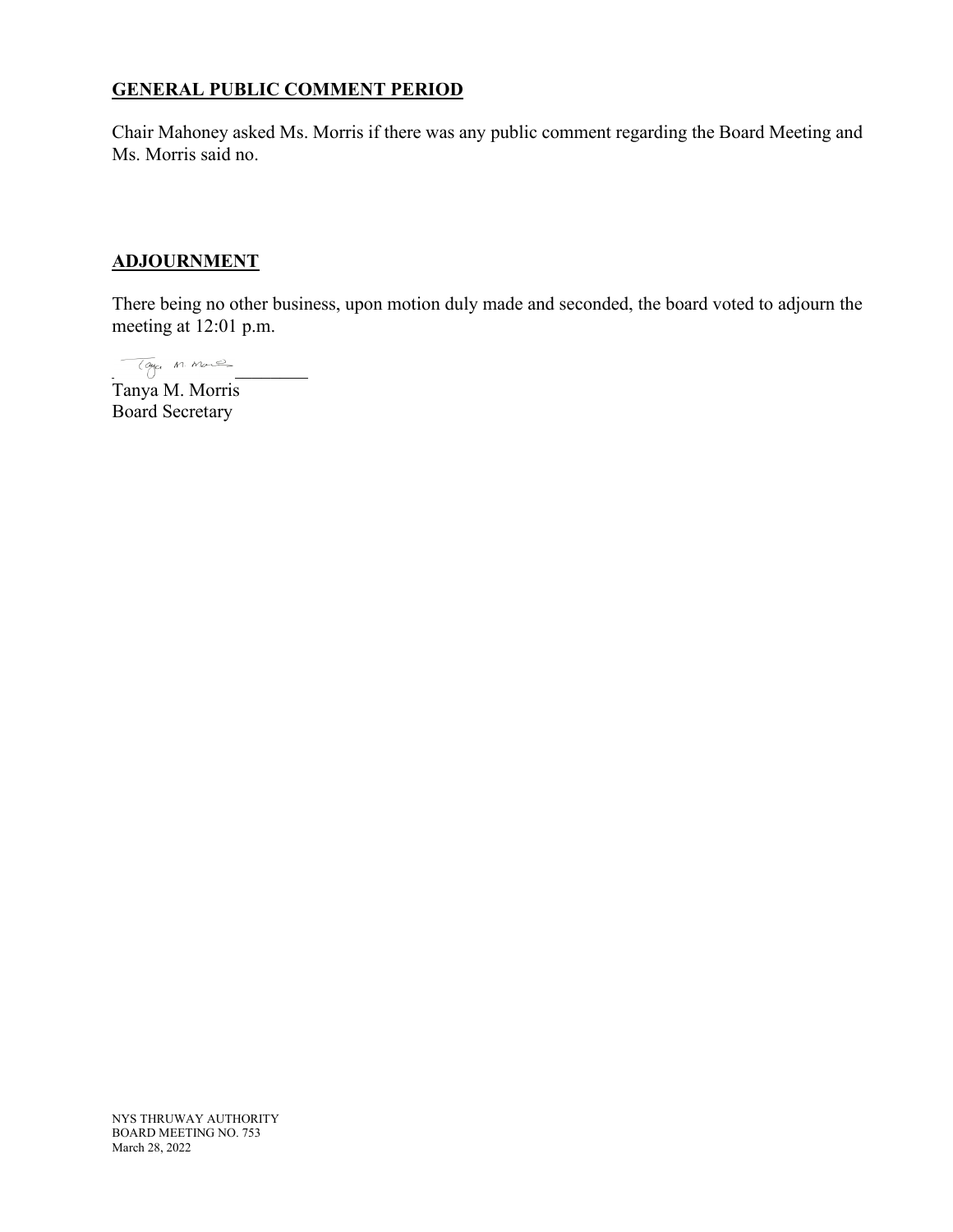## GENERAL PUBLIC COMMENT PERIOD

Chair Mahoney asked Ms. Morris if there was any public comment regarding the Board Meeting and Ms. Morris said no.

## ADJOURNMENT

There being no other business, upon motion duly made and seconded, the board voted to adjourn the meeting at 12:01 p.m.

Tanya M. Morris
Board Secretary